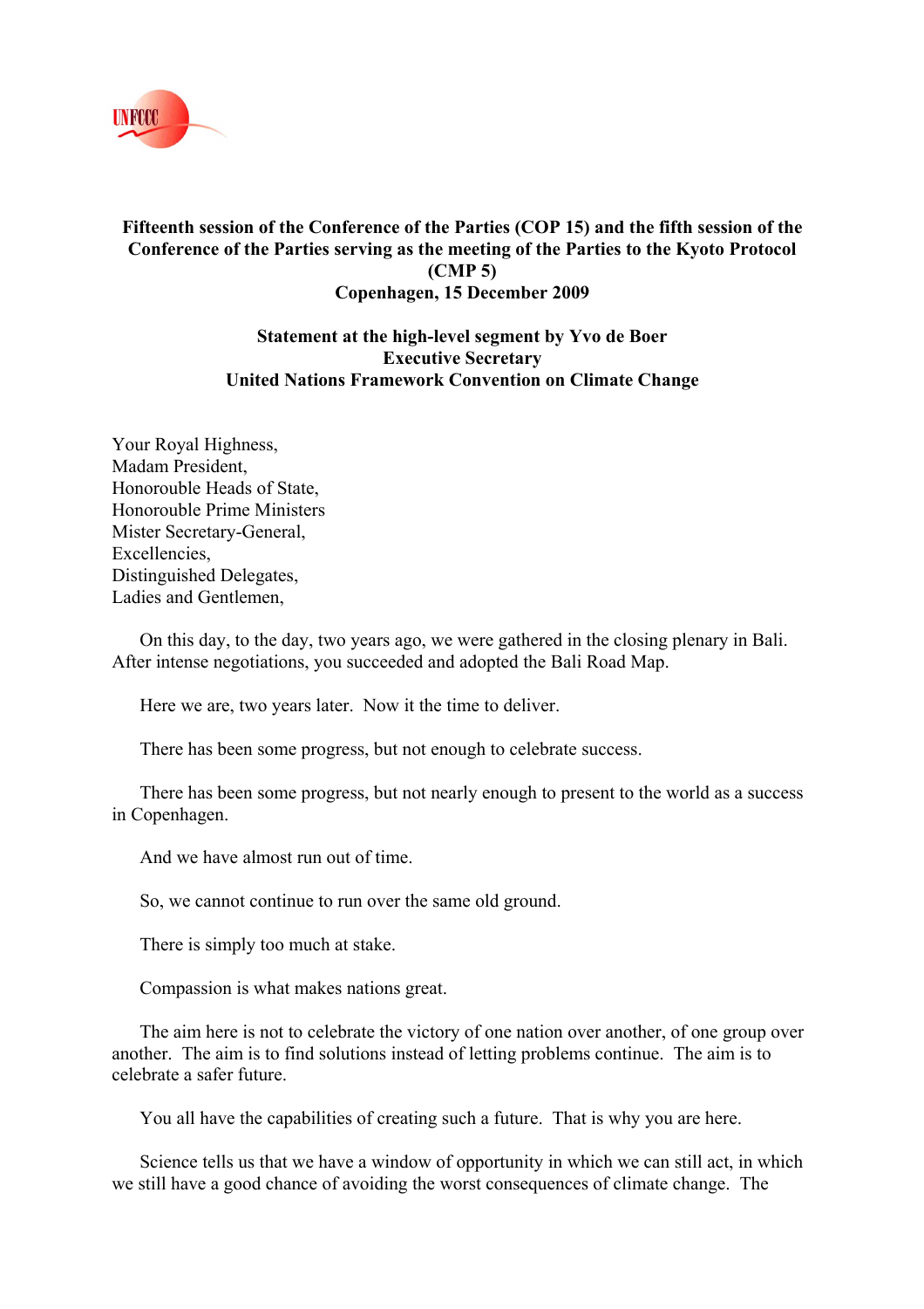**Fifteenth session of the Conference of the Parties (COP 15) and the fifth session of the Conference of the Parties serving as the meeting of the Parties to the Kyoto Protocol (CMP 5)**
**Copenhagen, 15 December 2009**

**Statement at the high-level segment by Yvo de Boer**
**Executive Secretary**
**United Nations Framework Convention on Climate Change**

Your Royal Highness,
Madam President,
Honorouble Heads of State,
Honorouble Prime Ministers
Mister Secretary-General,
Excellencies,
Distinguished Delegates,
Ladies and Gentlemen,

On this day, to the day, two years ago, we were gathered in the closing plenary in Bali. After intense negotiations, you succeeded and adopted the Bali Road Map.

Here we are, two years later. Now it the time to deliver.

There has been some progress, but not enough to celebrate success.

There has been some progress, but not nearly enough to present to the world as a success in Copenhagen.

And we have almost run out of time.

So, we cannot continue to run over the same old ground.

There is simply too much at stake.

Compassion is what makes nations great.

The aim here is not to celebrate the victory of one nation over another, of one group over another. The aim is to find solutions instead of letting problems continue. The aim is to celebrate a safer future.

You all have the capabilities of creating such a future. That is why you are here.

Science tells us that we have a window of opportunity in which we can still act, in which we still have a good chance of avoiding the worst consequences of climate change. The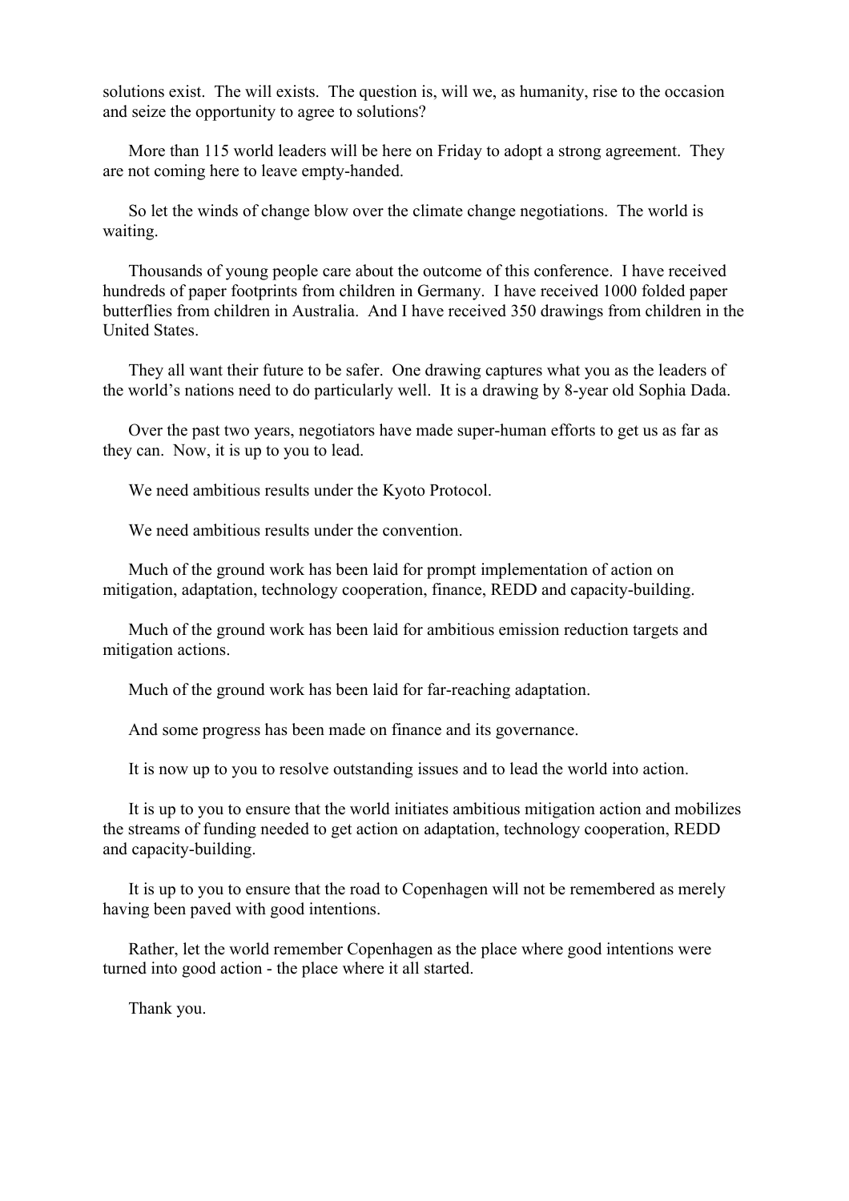solutions exist. The will exists. The question is, will we, as humanity, rise to the occasion and seize the opportunity to agree to solutions?

More than 115 world leaders will be here on Friday to adopt a strong agreement. They are not coming here to leave empty-handed.

So let the winds of change blow over the climate change negotiations. The world is waiting.

Thousands of young people care about the outcome of this conference. I have received hundreds of paper footprints from children in Germany. I have received 1000 folded paper butterflies from children in Australia. And I have received 350 drawings from children in the United States.

They all want their future to be safer. One drawing captures what you as the leaders of the world's nations need to do particularly well. It is a drawing by 8-year old Sophia Dada.

Over the past two years, negotiators have made super-human efforts to get us as far as they can. Now, it is up to you to lead.

We need ambitious results under the Kyoto Protocol.

We need ambitious results under the convention.

Much of the ground work has been laid for prompt implementation of action on mitigation, adaptation, technology cooperation, finance, REDD and capacity-building.

Much of the ground work has been laid for ambitious emission reduction targets and mitigation actions.

Much of the ground work has been laid for far-reaching adaptation.

And some progress has been made on finance and its governance.

It is now up to you to resolve outstanding issues and to lead the world into action.

It is up to you to ensure that the world initiates ambitious mitigation action and mobilizes the streams of funding needed to get action on adaptation, technology cooperation, REDD and capacity-building.

It is up to you to ensure that the road to Copenhagen will not be remembered as merely having been paved with good intentions.

Rather, let the world remember Copenhagen as the place where good intentions were turned into good action - the place where it all started.

Thank you.